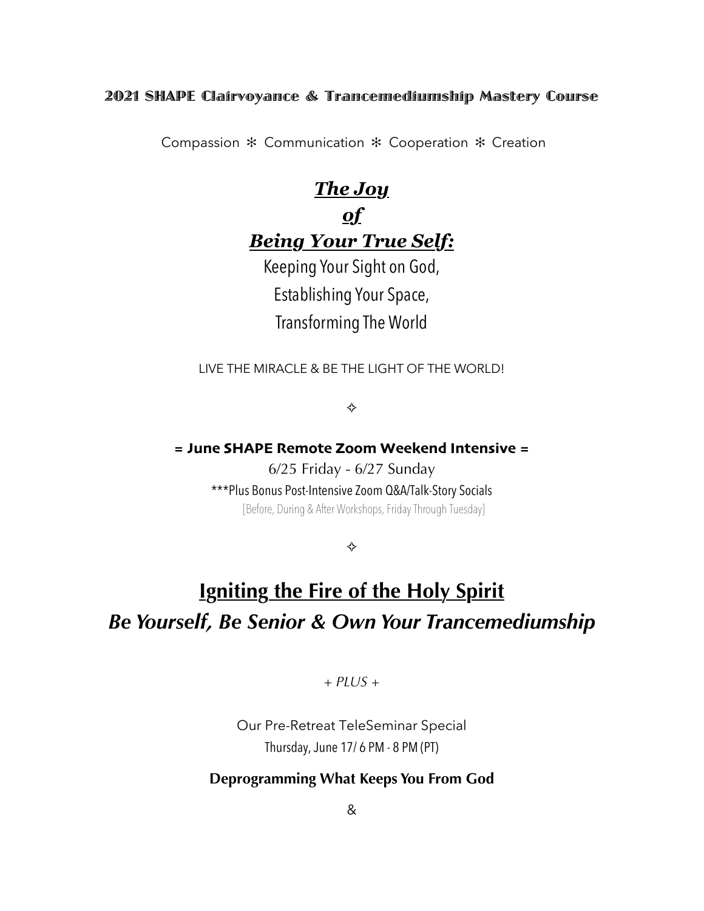**2021 SHAPE Clairvoyance & Trancemediumship Mastery Course**

Compassion ✻ Communication ✻ Cooperation ✻ Creation

# ***The Joy of Being Your True Self:***

Keeping Your Sight on God,
Establishing Your Space,
Transforming The World

LIVE THE MIRACLE & BE THE LIGHT OF THE WORLD!

✧

**= June SHAPE Remote Zoom Weekend Intensive =**

6/25 Friday - 6/27 Sunday

***Plus Bonus Post-Intensive Zoom Q&A/Talk-Story Socials
[Before, During & After Workshops, Friday Through Tuesday]

✧

## Igniting the Fire of the Holy Spirit

## *Be Yourself, Be Senior & Own Your Trancemediumship*

*+ PLUS +*

Our Pre-Retreat TeleSeminar Special
Thursday, June 17/ 6 PM - 8 PM (PT)

**Deprogramming What Keeps You From God**

&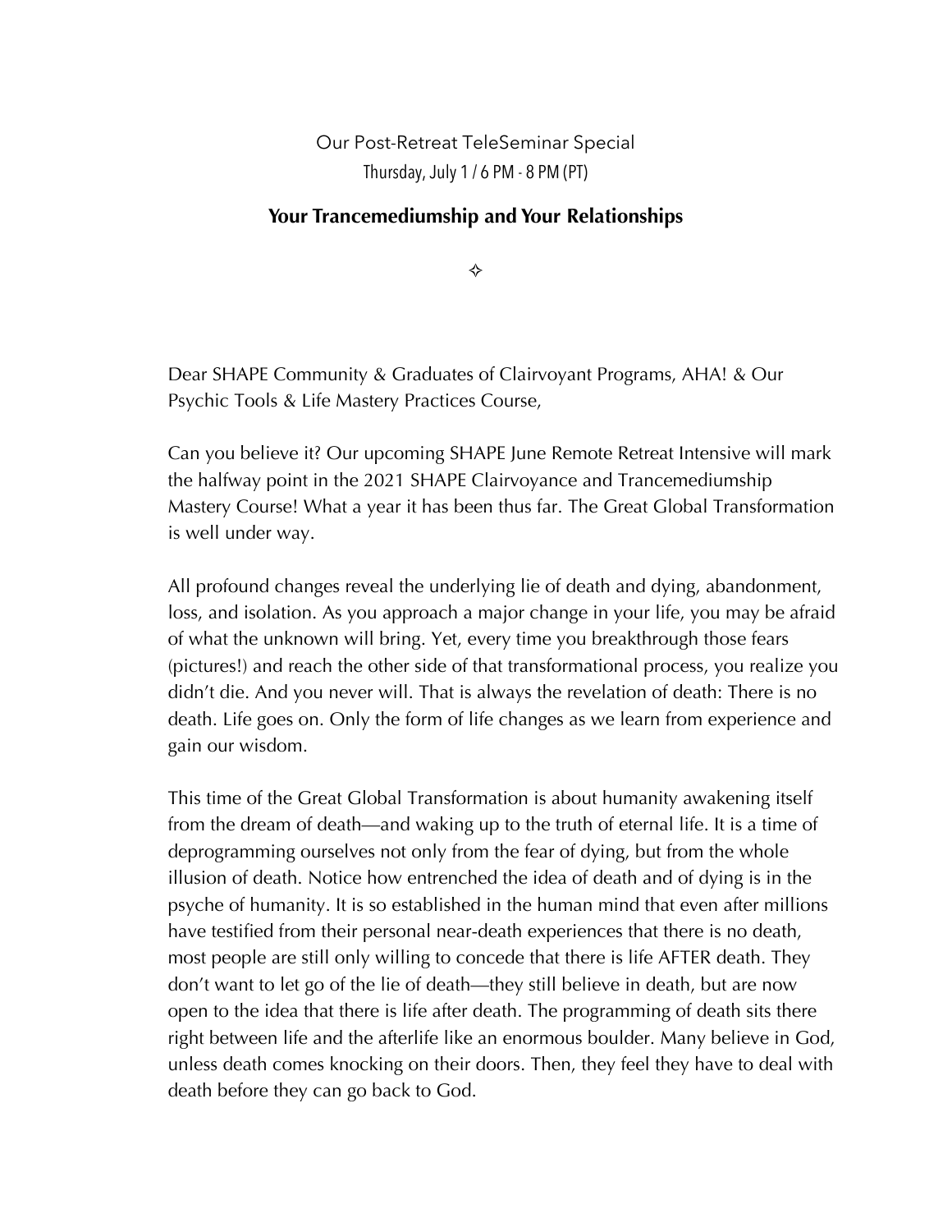Our Post-Retreat TeleSeminar Special

Thursday, July 1 / 6 PM - 8 PM (PT)

## Your Trancemediumship and Your Relationships

✧

Dear SHAPE Community & Graduates of Clairvoyant Programs, AHA! & Our Psychic Tools & Life Mastery Practices Course,

Can you believe it? Our upcoming SHAPE June Remote Retreat Intensive will mark the halfway point in the 2021 SHAPE Clairvoyance and Trancemediumship Mastery Course! What a year it has been thus far. The Great Global Transformation is well under way.

All profound changes reveal the underlying lie of death and dying, abandonment, loss, and isolation. As you approach a major change in your life, you may be afraid of what the unknown will bring. Yet, every time you breakthrough those fears (pictures!) and reach the other side of that transformational process, you realize you didn't die. And you never will. That is always the revelation of death: There is no death. Life goes on. Only the form of life changes as we learn from experience and gain our wisdom.

This time of the Great Global Transformation is about humanity awakening itself from the dream of death—and waking up to the truth of eternal life. It is a time of deprogramming ourselves not only from the fear of dying, but from the whole illusion of death. Notice how entrenched the idea of death and of dying is in the psyche of humanity. It is so established in the human mind that even after millions have testified from their personal near-death experiences that there is no death, most people are still only willing to concede that there is life AFTER death. They don't want to let go of the lie of death—they still believe in death, but are now open to the idea that there is life after death. The programming of death sits there right between life and the afterlife like an enormous boulder. Many believe in God, unless death comes knocking on their doors. Then, they feel they have to deal with death before they can go back to God.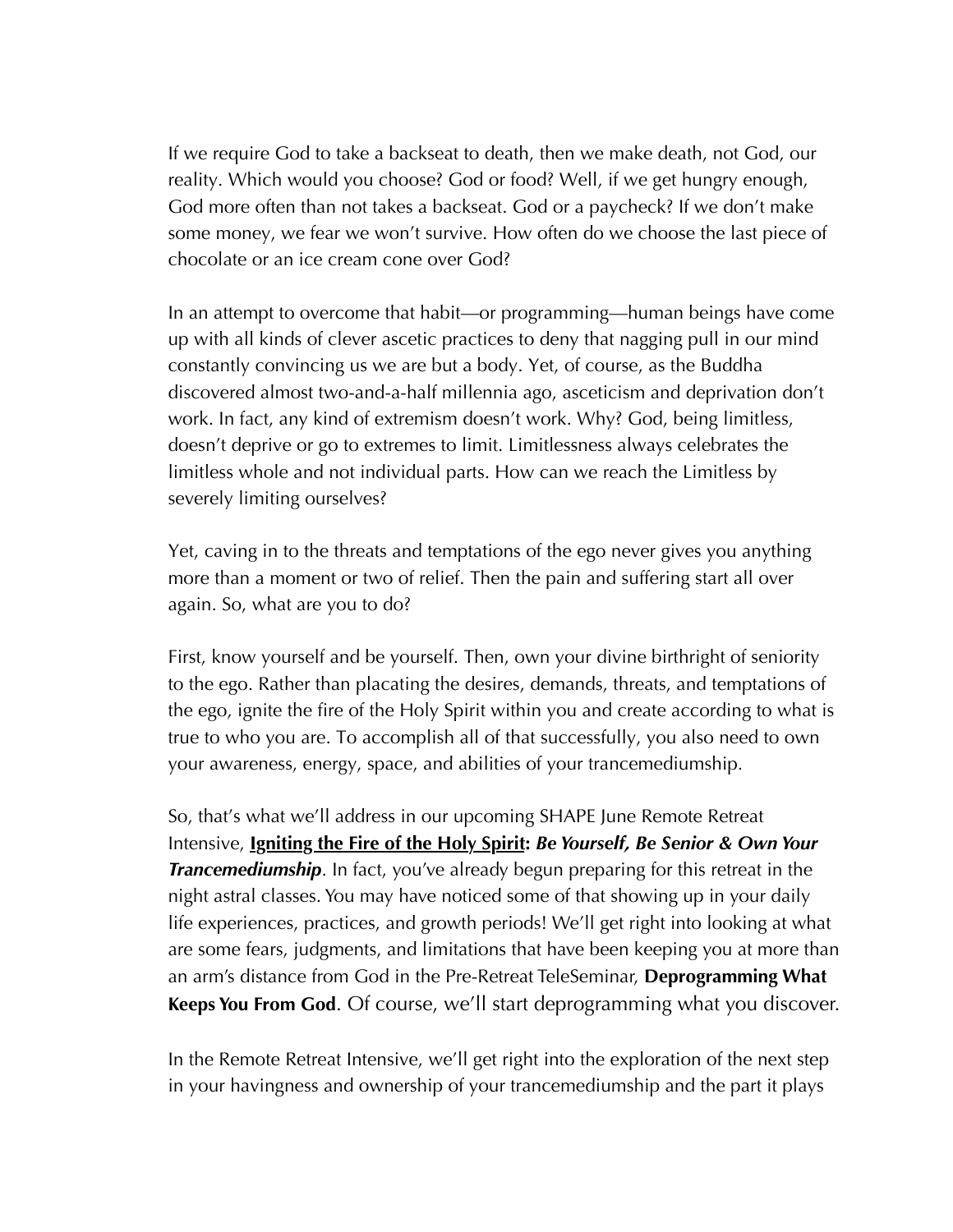If we require God to take a backseat to death, then we make death, not God, our reality. Which would you choose? God or food? Well, if we get hungry enough, God more often than not takes a backseat. God or a paycheck? If we don't make some money, we fear we won't survive. How often do we choose the last piece of chocolate or an ice cream cone over God?

In an attempt to overcome that habit—or programming—human beings have come up with all kinds of clever ascetic practices to deny that nagging pull in our mind constantly convincing us we are but a body. Yet, of course, as the Buddha discovered almost two-and-a-half millennia ago, asceticism and deprivation don't work. In fact, any kind of extremism doesn't work. Why? God, being limitless, doesn't deprive or go to extremes to limit. Limitlessness always celebrates the limitless whole and not individual parts. How can we reach the Limitless by severely limiting ourselves?

Yet, caving in to the threats and temptations of the ego never gives you anything more than a moment or two of relief. Then the pain and suffering start all over again. So, what are you to do?

First, know yourself and be yourself. Then, own your divine birthright of seniority to the ego. Rather than placating the desires, demands, threats, and temptations of the ego, ignite the fire of the Holy Spirit within you and create according to what is true to who you are. To accomplish all of that successfully, you also need to own your awareness, energy, space, and abilities of your trancemediumship.

So, that's what we'll address in our upcoming SHAPE June Remote Retreat Intensive, **Igniting the Fire of the Holy Spirit:** ***Be Yourself, Be Senior & Own Your Trancemediumship***. In fact, you've already begun preparing for this retreat in the night astral classes. You may have noticed some of that showing up in your daily life experiences, practices, and growth periods! We'll get right into looking at what are some fears, judgments, and limitations that have been keeping you at more than an arm's distance from God in the Pre-Retreat TeleSeminar, **Deprogramming What Keeps You From God**. Of course, we'll start deprogramming what you discover.

In the Remote Retreat Intensive, we'll get right into the exploration of the next step in your havingness and ownership of your trancemediumship and the part it plays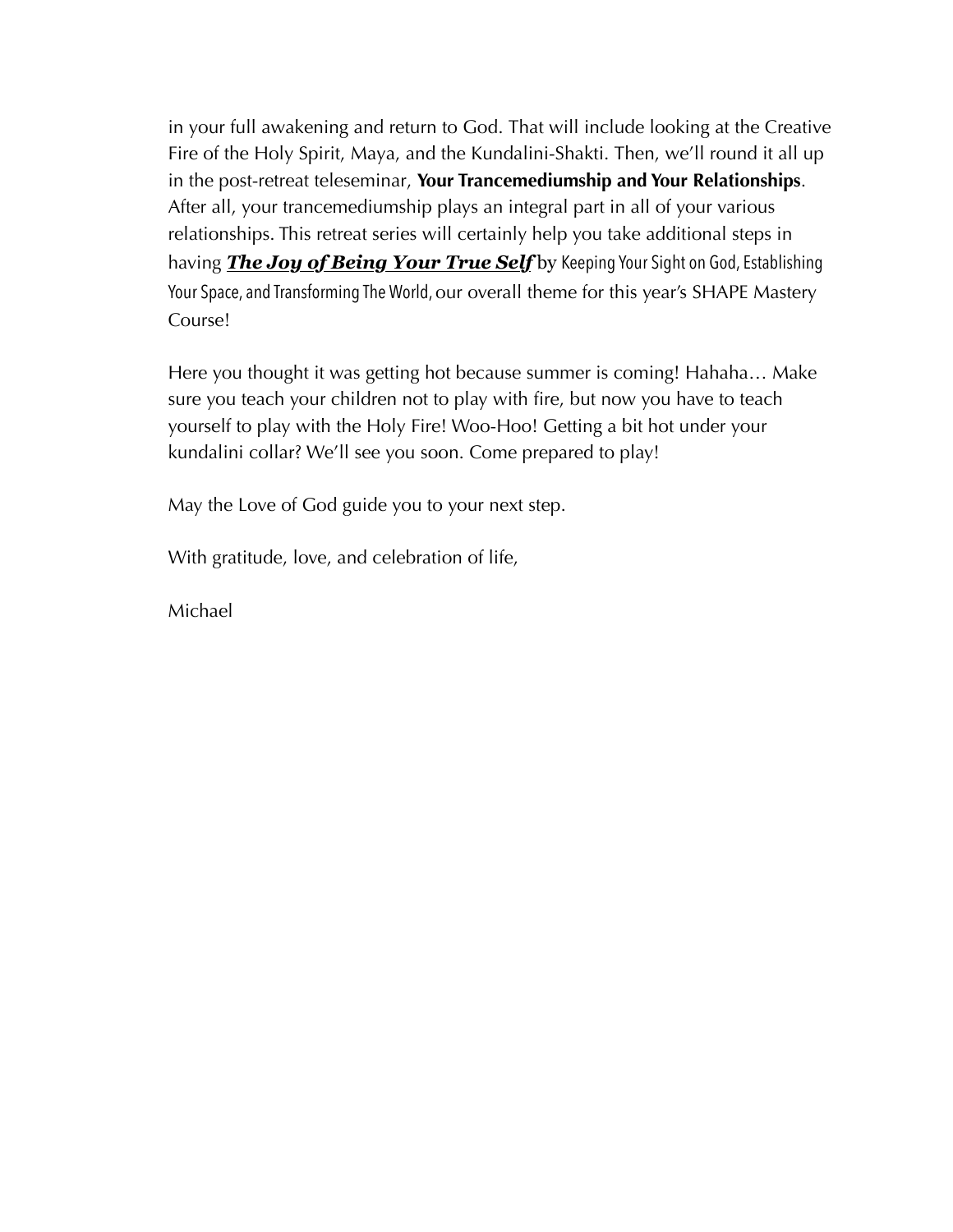in your full awakening and return to God. That will include looking at the Creative Fire of the Holy Spirit, Maya, and the Kundalini-Shakti. Then, we'll round it all up in the post-retreat teleseminar, **Your Trancemediumship and Your Relationships**. After all, your trancemediumship plays an integral part in all of your various relationships. This retreat series will certainly help you take additional steps in having ***The Joy of Being Your True Self*** by Keeping Your Sight on God, Establishing Your Space, and Transforming The World, our overall theme for this year's SHAPE Mastery Course!

Here you thought it was getting hot because summer is coming! Hahaha… Make sure you teach your children not to play with fire, but now you have to teach yourself to play with the Holy Fire! Woo-Hoo! Getting a bit hot under your kundalini collar? We'll see you soon. Come prepared to play!

May the Love of God guide you to your next step.

With gratitude, love, and celebration of life,

Michael